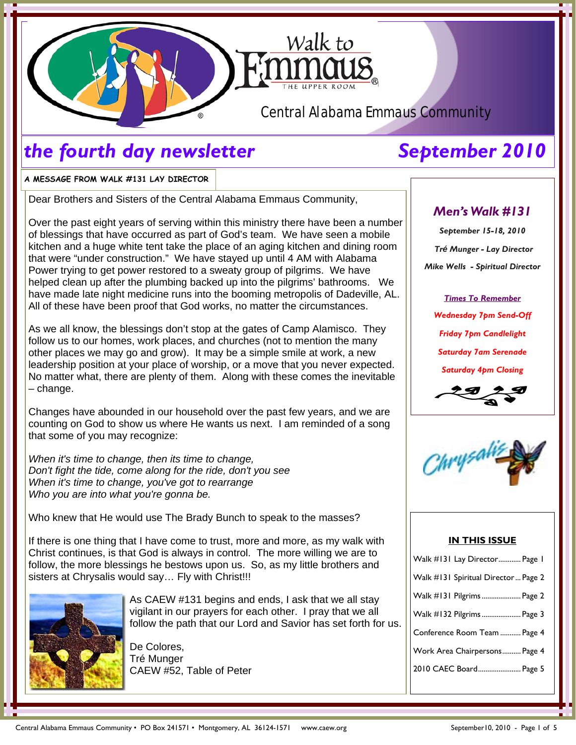# Walk to Emmaus

THE UPPER ROOM

Central Alabama Emmaus Community

## *the fourth day newsletter* — *September 2010*

### A MESSAGE FROM WALK #131 LAY DIRECTOR

Dear Brothers and Sisters of the Central Alabama Emmaus Community,

Over the past eight years of serving within this ministry there have been a number of blessings that have occurred as part of God's team. We have seen a mobile kitchen and a huge white tent take the place of an aging kitchen and dining room that were "under construction." We have stayed up until 4 AM with Alabama Power trying to get power restored to a sweaty group of pilgrims. We have helped clean up after the plumbing backed up into the pilgrims' bathrooms. We have made late night medicine runs into the booming metropolis of Dadeville, AL. All of these have been proof that God works, no matter the circumstances.

As we all know, the blessings don't stop at the gates of Camp Alamisco. They follow us to our homes, work places, and churches (not to mention the many other places we may go and grow). It may be a simple smile at work, a new leadership position at your place of worship, or a move that you never expected. No matter what, there are plenty of them. Along with these comes the inevitable – change.

Changes have abounded in our household over the past few years, and we are counting on God to show us where He wants us next. I am reminded of a song that some of you may recognize:

*When it's time to change, then its time to change,*
*Don't fight the tide, come along for the ride, don't you see*
*When it's time to change, you've got to rearrange*
*Who you are into what you're gonna be.*

Who knew that He would use The Brady Bunch to speak to the masses?

If there is one thing that I have come to trust, more and more, as my walk with Christ continues, is that God is always in control. The more willing we are to follow, the more blessings he bestows upon us. So, as my little brothers and sisters at Chrysalis would say… Fly with Christ!!!

As CAEW #131 begins and ends, I ask that we all stay vigilant in our prayers for each other. I pray that we all follow the path that our Lord and Savior has set forth for us.

De Colores,
Tré Munger
CAEW #52, Table of Peter

---

### *Men's Walk #131*

***September 15-18, 2010***

***Tré Munger - Lay Director***

***Mike Wells - Spiritual Director***

***Times To Remember***

***Wednesday 7pm Send-Off***

***Friday 7pm Candlelight***

***Saturday 7am Serenade***

***Saturday 4pm Closing***

Chrysalis

---

### IN THIS ISSUE

| | |
|---|---|
| Walk #131 Lay Director | Page 1 |
| Walk #131 Spiritual Director | Page 2 |
| Walk #131 Pilgrims | Page 2 |
| Walk #132 Pilgrims | Page 3 |
| Conference Room Team | Page 4 |
| Work Area Chairpersons | Page 4 |
| 2010 CAEC Board | Page 5 |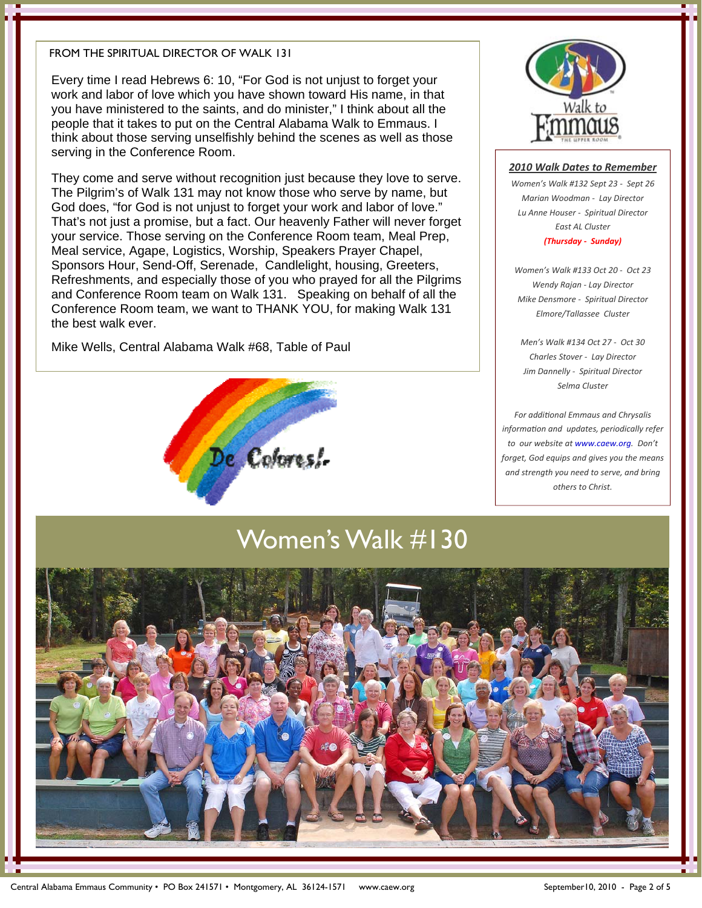## FROM THE SPIRITUAL DIRECTOR OF WALK 131

Every time I read Hebrews 6: 10, “For God is not unjust to forget your work and labor of love which you have shown toward His name, in that you have ministered to the saints, and do minister,” I think about all the people that it takes to put on the Central Alabama Walk to Emmaus. I think about those serving unselfishly behind the scenes as well as those serving in the Conference Room.

They come and serve without recognition just because they love to serve. The Pilgrim’s of Walk 131 may not know those who serve by name, but God does, “for God is not unjust to forget your work and labor of love.” That’s not just a promise, but a fact. Our heavenly Father will never forget your service. Those serving on the Conference Room team, Meal Prep, Meal service, Agape, Logistics, Worship, Speakers Prayer Chapel, Sponsors Hour, Send-Off, Serenade, Candlelight, housing, Greeters, Refreshments, and especially those of you who prayed for all the Pilgrims and Conference Room team on Walk 131. Speaking on behalf of all the Conference Room team, we want to THANK YOU, for making Walk 131 the best walk ever.

Mike Wells, Central Alabama Walk #68, Table of Paul

De Colores!

### *2010 Walk Dates to Remember*

*Women’s Walk #132 Sept 23 - Sept 26*
*Marian Woodman - Lay Director*
*Lu Anne Houser - Spiritual Director*
*East AL Cluster*
***(Thursday - Sunday)***

*Women’s Walk #133 Oct 20 - Oct 23*
*Wendy Rajan - Lay Director*
*Mike Densmore - Spiritual Director*
*Elmore/Tallassee Cluster*

*Men’s Walk #134 Oct 27 - Oct 30*
*Charles Stover - Lay Director*
*Jim Dannelly - Spiritual Director*
*Selma Cluster*

*For additional Emmaus and Chrysalis information and updates, periodically refer to our website at www.caew.org. Don’t forget, God equips and gives you the means and strength you need to serve, and bring others to Christ.*

## Women’s Walk #130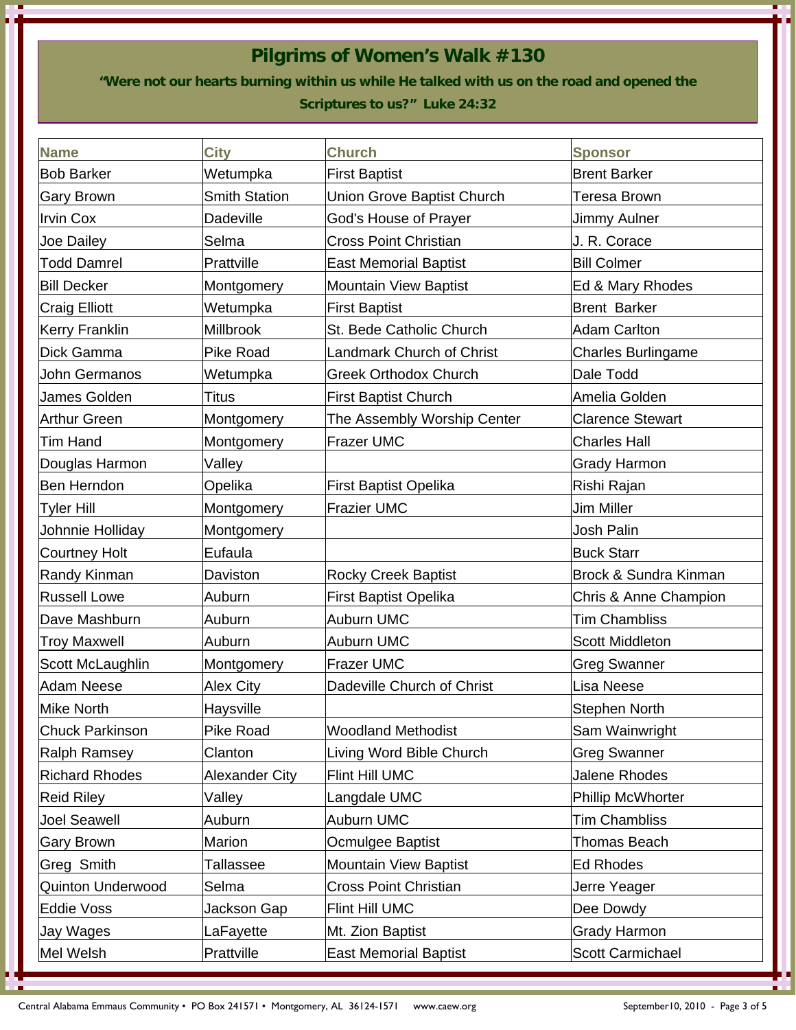# Pilgrims of Women's Walk #130

**"Were not our hearts burning within us while He talked with us on the road and opened the Scriptures to us?" Luke 24:32**

| Name | City | Church | Sponsor |
|---|---|---|---|
| Bob Barker | Wetumpka | First Baptist | Brent Barker |
| Gary Brown | Smith Station | Union Grove Baptist Church | Teresa Brown |
| Irvin Cox | Dadeville | God's House of Prayer | Jimmy Aulner |
| Joe Dailey | Selma | Cross Point Christian | J. R. Corace |
| Todd Damrel | Prattville | East Memorial Baptist | Bill Colmer |
| Bill Decker | Montgomery | Mountain View Baptist | Ed & Mary Rhodes |
| Craig Elliott | Wetumpka | First Baptist | Brent Barker |
| Kerry Franklin | Millbrook | St. Bede Catholic Church | Adam Carlton |
| Dick Gamma | Pike Road | Landmark Church of Christ | Charles Burlingame |
| John Germanos | Wetumpka | Greek Orthodox Church | Dale Todd |
| James Golden | Titus | First Baptist Church | Amelia Golden |
| Arthur Green | Montgomery | The Assembly Worship Center | Clarence Stewart |
| Tim Hand | Montgomery | Frazer UMC | Charles Hall |
| Douglas Harmon | Valley | | Grady Harmon |
| Ben Herndon | Opelika | First Baptist Opelika | Rishi Rajan |
| Tyler Hill | Montgomery | Frazier UMC | Jim Miller |
| Johnnie Holliday | Montgomery | | Josh Palin |
| Courtney Holt | Eufaula | | Buck Starr |
| Randy Kinman | Daviston | Rocky Creek Baptist | Brock & Sundra Kinman |
| Russell Lowe | Auburn | First Baptist Opelika | Chris & Anne Champion |
| Dave Mashburn | Auburn | Auburn UMC | Tim Chambliss |
| Troy Maxwell | Auburn | Auburn UMC | Scott Middleton |
| Scott McLaughlin | Montgomery | Frazer UMC | Greg Swanner |
| Adam Neese | Alex City | Dadeville Church of Christ | Lisa Neese |
| Mike North | Haysville | | Stephen North |
| Chuck Parkinson | Pike Road | Woodland Methodist | Sam Wainwright |
| Ralph Ramsey | Clanton | Living Word Bible Church | Greg Swanner |
| Richard Rhodes | Alexander City | Flint Hill UMC | Jalene Rhodes |
| Reid Riley | Valley | Langdale UMC | Phillip McWhorter |
| Joel Seawell | Auburn | Auburn UMC | Tim Chambliss |
| Gary Brown | Marion | Ocmulgee Baptist | Thomas Beach |
| Greg Smith | Tallassee | Mountain View Baptist | Ed Rhodes |
| Quinton Underwood | Selma | Cross Point Christian | Jerre Yeager |
| Eddie Voss | Jackson Gap | Flint Hill UMC | Dee Dowdy |
| Jay Wages | LaFayette | Mt. Zion Baptist | Grady Harmon |
| Mel Welsh | Prattville | East Memorial Baptist | Scott Carmichael |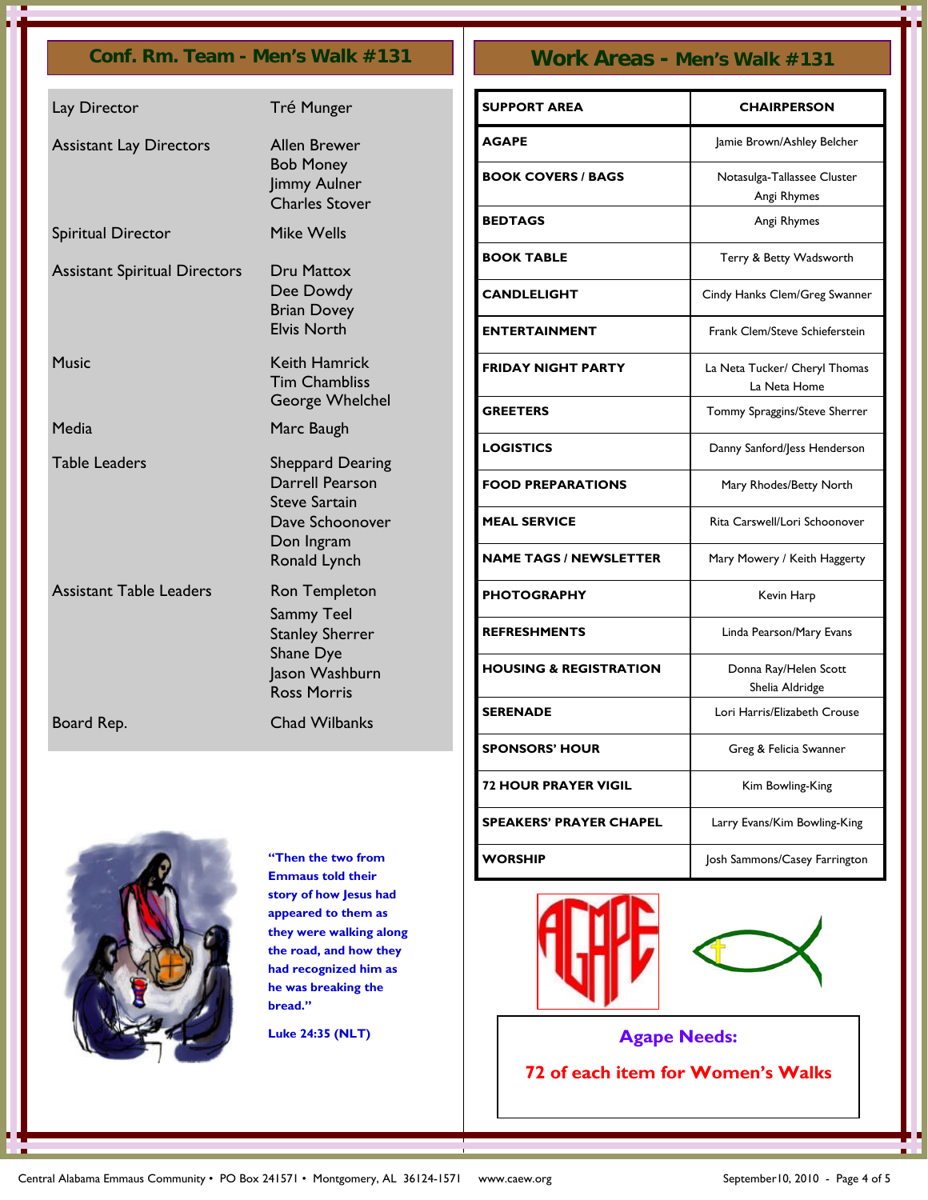## Conf. Rm. Team - Men's Walk #131

| | |
|---|---|
| Lay Director | Tré Munger |
| Assistant Lay Directors | Allen Brewer<br>Bob Money<br>Jimmy Aulner<br>Charles Stover |
| Spiritual Director | Mike Wells |
| Assistant Spiritual Directors | Dru Mattox<br>Dee Dowdy<br>Brian Dovey<br>Elvis North |
| Music | Keith Hamrick<br>Tim Chambliss<br>George Whelchel |
| Media | Marc Baugh |
| Table Leaders | Sheppard Dearing<br>Darrell Pearson<br>Steve Sartain<br>Dave Schoonover<br>Don Ingram<br>Ronald Lynch |
| Assistant Table Leaders | Ron Templeton<br>Sammy Teel<br>Stanley Sherrer<br>Shane Dye<br>Jason Washburn<br>Ross Morris |
| Board Rep. | Chad Wilbanks |

**"Then the two from Emmaus told their story of how Jesus had appeared to them as they were walking along the road, and how they had recognized him as he was breaking the bread."**

**Luke 24:35 (NLT)**

## Work Areas - Men's Walk #131

| SUPPORT AREA | CHAIRPERSON |
|---|---|
| AGAPE | Jamie Brown/Ashley Belcher |
| BOOK COVERS / BAGS | Notasulga-Tallassee Cluster<br>Angi Rhymes |
| BEDTAGS | Angi Rhymes |
| BOOK TABLE | Terry & Betty Wadsworth |
| CANDLELIGHT | Cindy Hanks Clem/Greg Swanner |
| ENTERTAINMENT | Frank Clem/Steve Schieferstein |
| FRIDAY NIGHT PARTY | La Neta Tucker/ Cheryl Thomas<br>La Neta Home |
| GREETERS | Tommy Spraggins/Steve Sherrer |
| LOGISTICS | Danny Sanford/Jess Henderson |
| FOOD PREPARATIONS | Mary Rhodes/Betty North |
| MEAL SERVICE | Rita Carswell/Lori Schoonover |
| NAME TAGS / NEWSLETTER | Mary Mowery / Keith Haggerty |
| PHOTOGRAPHY | Kevin Harp |
| REFRESHMENTS | Linda Pearson/Mary Evans |
| HOUSING & REGISTRATION | Donna Ray/Helen Scott<br>Shelia Aldridge |
| SERENADE | Lori Harris/Elizabeth Crouse |
| SPONSORS' HOUR | Greg & Felicia Swanner |
| 72 HOUR PRAYER VIGIL | Kim Bowling-King |
| SPEAKERS' PRAYER CHAPEL | Larry Evans/Kim Bowling-King |
| WORSHIP | Josh Sammons/Casey Farrington |

**Agape Needs:**

**72 of each item for Women's Walks**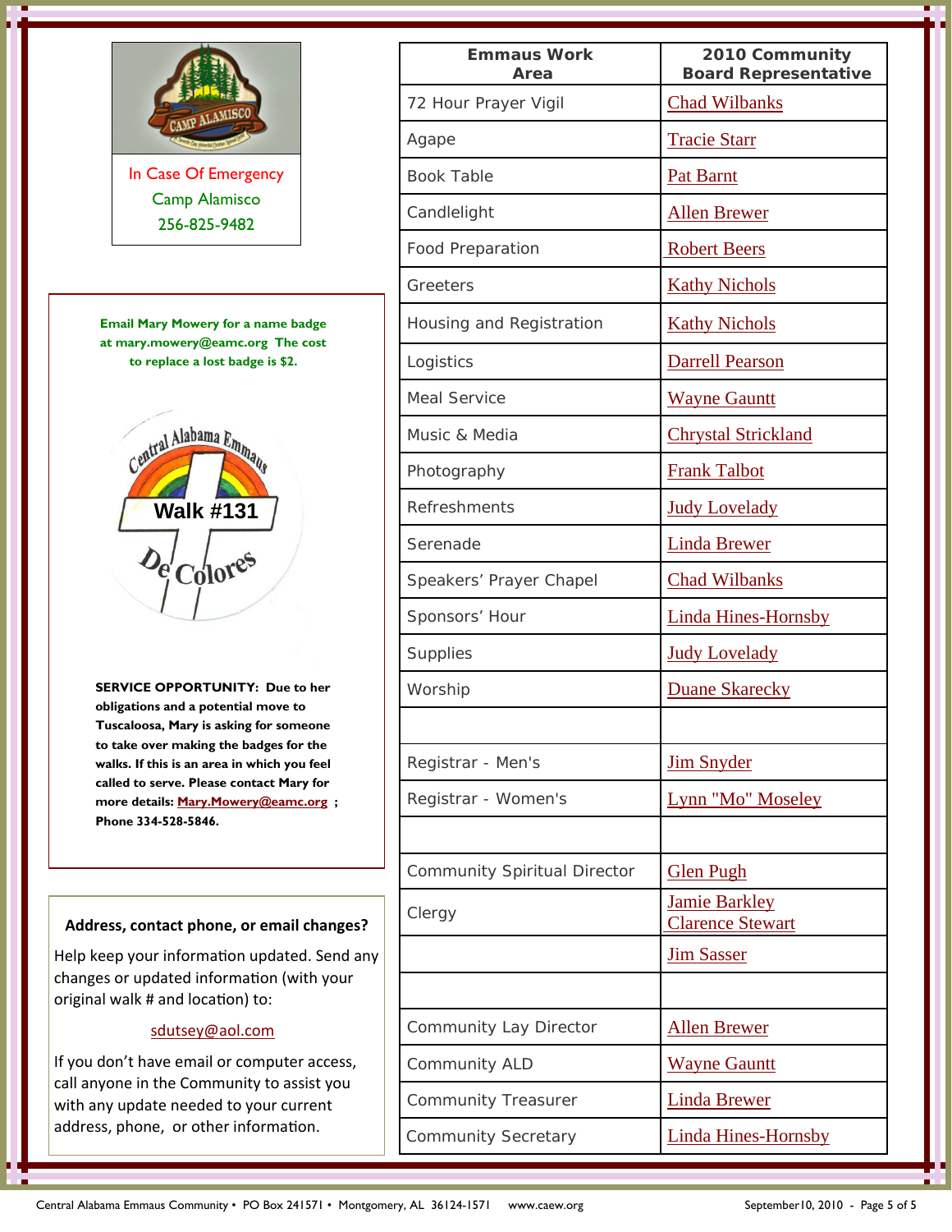In Case Of Emergency

Camp Alamisco

256-825-9482

**Email Mary Mowery for a name badge at mary.mowery@eamc.org The cost to replace a lost badge is $2.**

**SERVICE OPPORTUNITY: Due to her obligations and a potential move to Tuscaloosa, Mary is asking for someone to take over making the badges for the walks. If this is an area in which you feel called to serve. Please contact Mary for more details: Mary.Mowery@eamc.org ; Phone 334-528-5846.**

**Address, contact phone, or email changes?**

Help keep your information updated. Send any changes or updated information (with your original walk # and location) to:

sdutsey@aol.com

If you don't have email or computer access, call anyone in the Community to assist you with any update needed to your current address, phone, or other information.

| Emmaus Work Area | 2010 Community Board Representative |
|---|---|
| 72 Hour Prayer Vigil | Chad Wilbanks |
| Agape | Tracie Starr |
| Book Table | Pat Barnt |
| Candlelight | Allen Brewer |
| Food Preparation | Robert Beers |
| Greeters | Kathy Nichols |
| Housing and Registration | Kathy Nichols |
| Logistics | Darrell Pearson |
| Meal Service | Wayne Gauntt |
| Music & Media | Chrystal Strickland |
| Photography | Frank Talbot |
| Refreshments | Judy Lovelady |
| Serenade | Linda Brewer |
| Speakers' Prayer Chapel | Chad Wilbanks |
| Sponsors' Hour | Linda Hines-Hornsby |
| Supplies | Judy Lovelady |
| Worship | Duane Skarecky |
| | |
| Registrar - Men's | Jim Snyder |
| Registrar - Women's | Lynn "Mo" Moseley |
| | |
| Community Spiritual Director | Glen Pugh |
| Clergy | Jamie Barkley<br>Clarence Stewart |
| | Jim Sasser |
| | |
| Community Lay Director | Allen Brewer |
| Community ALD | Wayne Gauntt |
| Community Treasurer | Linda Brewer |
| Community Secretary | Linda Hines-Hornsby |